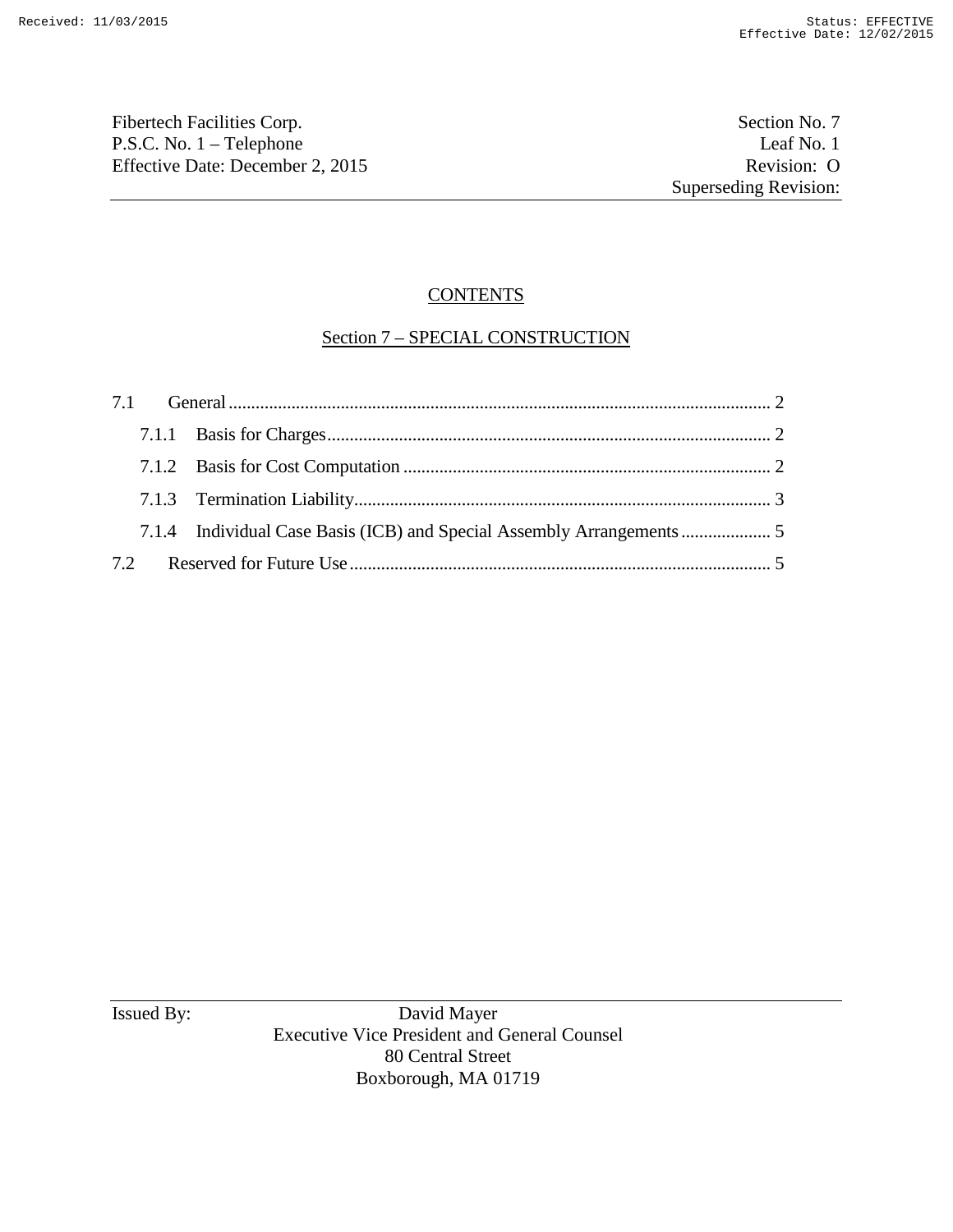Fibertech Facilities Corp. | Section No. 7
P.S.C. No. 1 – Telephone | Leaf No. 1
Effective Date: December 2, 2015 | Revision: O
Superseding Revision:

## CONTENTS

### Section 7 – SPECIAL CONSTRUCTION

7.1 General .......... 2

- 7.1.1 Basis for Charges .......... 2
- 7.1.2 Basis for Cost Computation .......... 2
- 7.1.3 Termination Liability .......... 3
- 7.1.4 Individual Case Basis (ICB) and Special Assembly Arrangements .......... 5

7.2 Reserved for Future Use .......... 5

Issued By: David Mayer
Executive Vice President and General Counsel
80 Central Street
Boxborough, MA 01719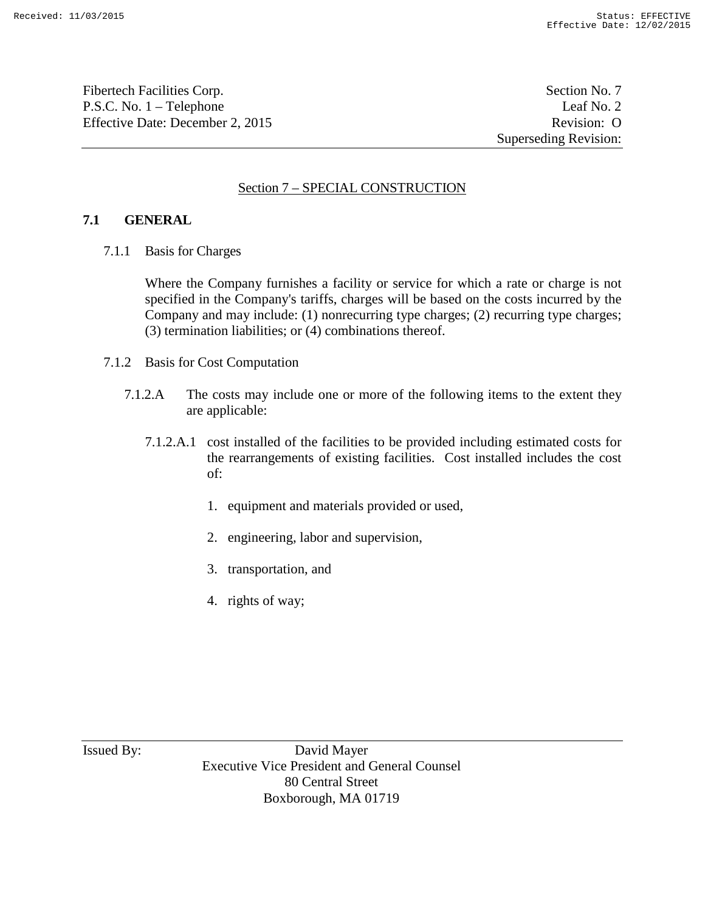## Section 7 – SPECIAL CONSTRUCTION

### 7.1 GENERAL

7.1.1 Basis for Charges

Where the Company furnishes a facility or service for which a rate or charge is not specified in the Company's tariffs, charges will be based on the costs incurred by the Company and may include: (1) nonrecurring type charges; (2) recurring type charges; (3) termination liabilities; or (4) combinations thereof.

7.1.2 Basis for Cost Computation

7.1.2.A The costs may include one or more of the following items to the extent they are applicable:

7.1.2.A.1 cost installed of the facilities to be provided including estimated costs for the rearrangements of existing facilities. Cost installed includes the cost of:

1. equipment and materials provided or used,
2. engineering, labor and supervision,
3. transportation, and
4. rights of way;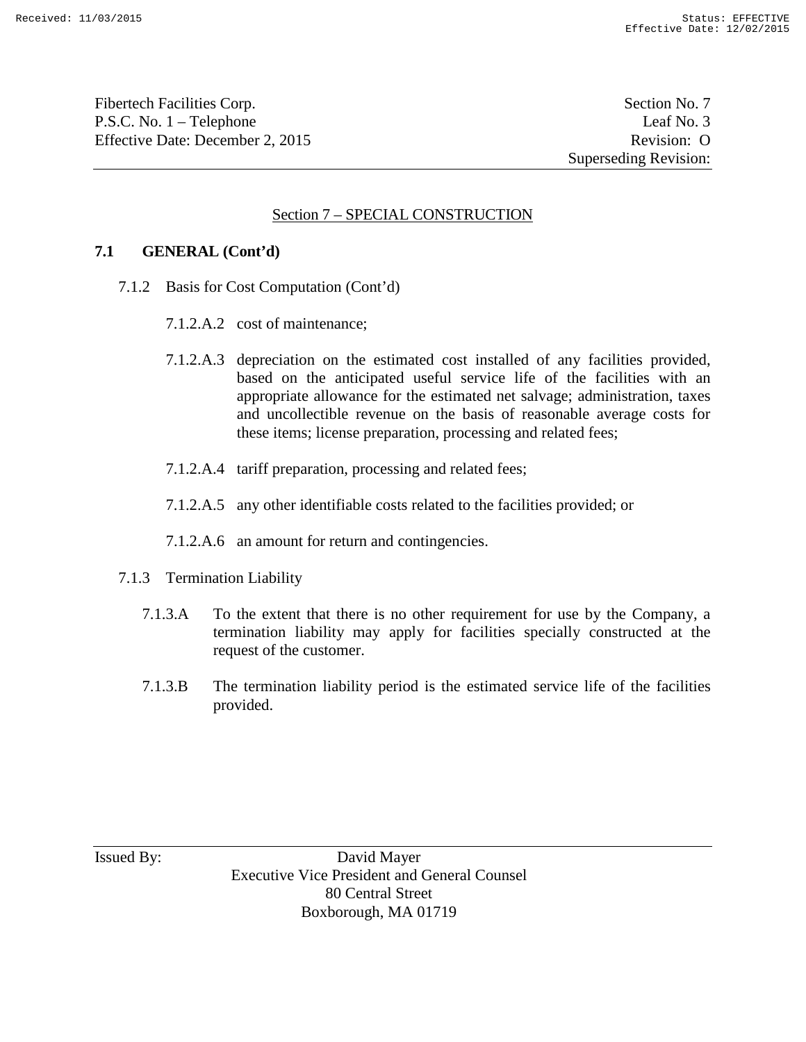## Section 7 – SPECIAL CONSTRUCTION

### 7.1 GENERAL (Cont'd)

7.1.2 Basis for Cost Computation (Cont'd)

7.1.2.A.2 cost of maintenance;

7.1.2.A.3 depreciation on the estimated cost installed of any facilities provided, based on the anticipated useful service life of the facilities with an appropriate allowance for the estimated net salvage; administration, taxes and uncollectible revenue on the basis of reasonable average costs for these items; license preparation, processing and related fees;

7.1.2.A.4 tariff preparation, processing and related fees;

7.1.2.A.5 any other identifiable costs related to the facilities provided; or

7.1.2.A.6 an amount for return and contingencies.

7.1.3 Termination Liability

7.1.3.A To the extent that there is no other requirement for use by the Company, a termination liability may apply for facilities specially constructed at the request of the customer.

7.1.3.B The termination liability period is the estimated service life of the facilities provided.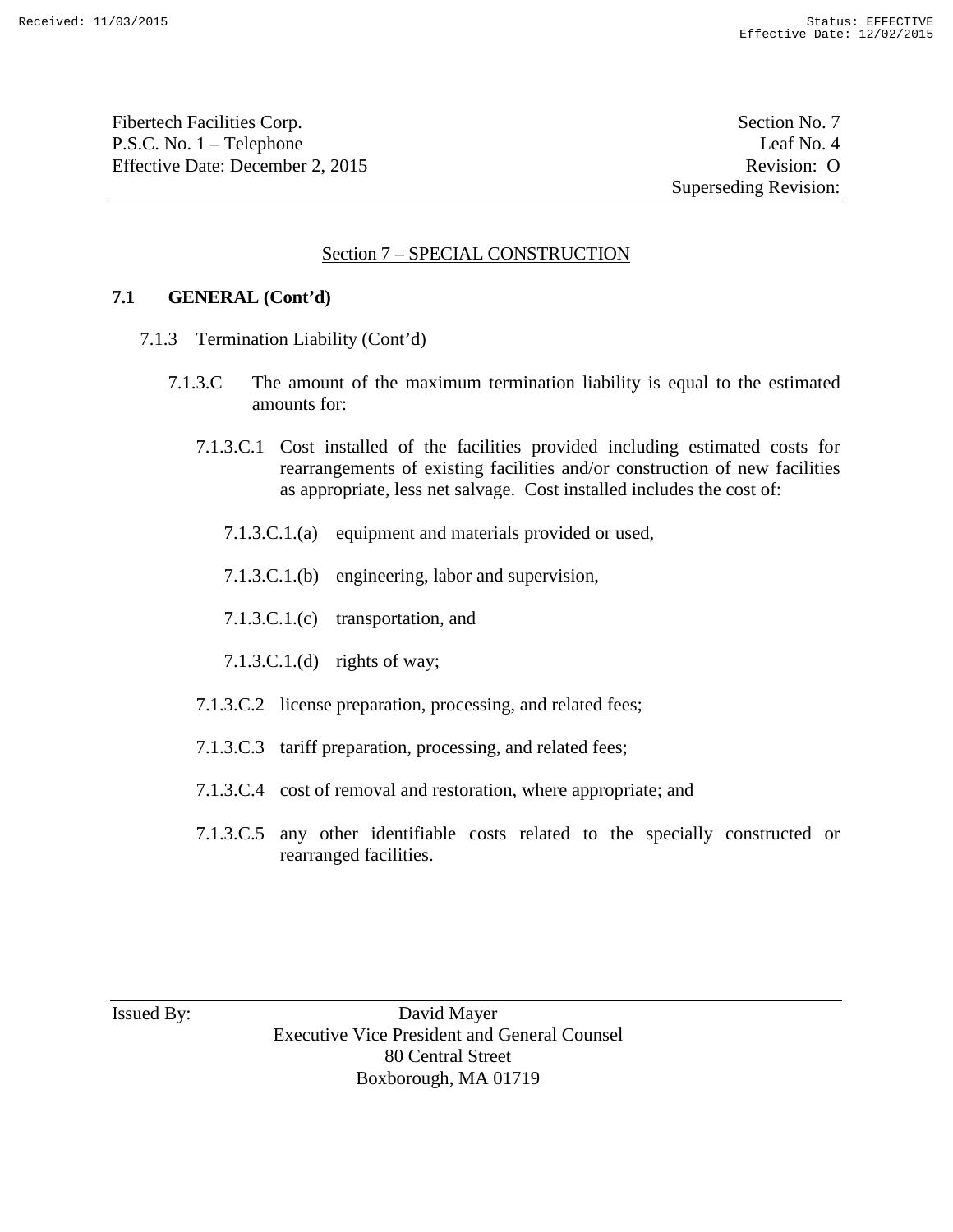Fibertech Facilities Corp. — Section No. 7
P.S.C. No. 1 – Telephone — Leaf No. 4
Effective Date: December 2, 2015 — Revision: O
Superseding Revision:

## Section 7 – SPECIAL CONSTRUCTION

### 7.1 GENERAL (Cont'd)

7.1.3 Termination Liability (Cont'd)

7.1.3.C The amount of the maximum termination liability is equal to the estimated amounts for:

7.1.3.C.1 Cost installed of the facilities provided including estimated costs for rearrangements of existing facilities and/or construction of new facilities as appropriate, less net salvage. Cost installed includes the cost of:

7.1.3.C.1.(a) equipment and materials provided or used,

7.1.3.C.1.(b) engineering, labor and supervision,

7.1.3.C.1.(c) transportation, and

7.1.3.C.1.(d) rights of way;

7.1.3.C.2 license preparation, processing, and related fees;

7.1.3.C.3 tariff preparation, processing, and related fees;

7.1.3.C.4 cost of removal and restoration, where appropriate; and

7.1.3.C.5 any other identifiable costs related to the specially constructed or rearranged facilities.

Issued By: David Mayer
Executive Vice President and General Counsel
80 Central Street
Boxborough, MA 01719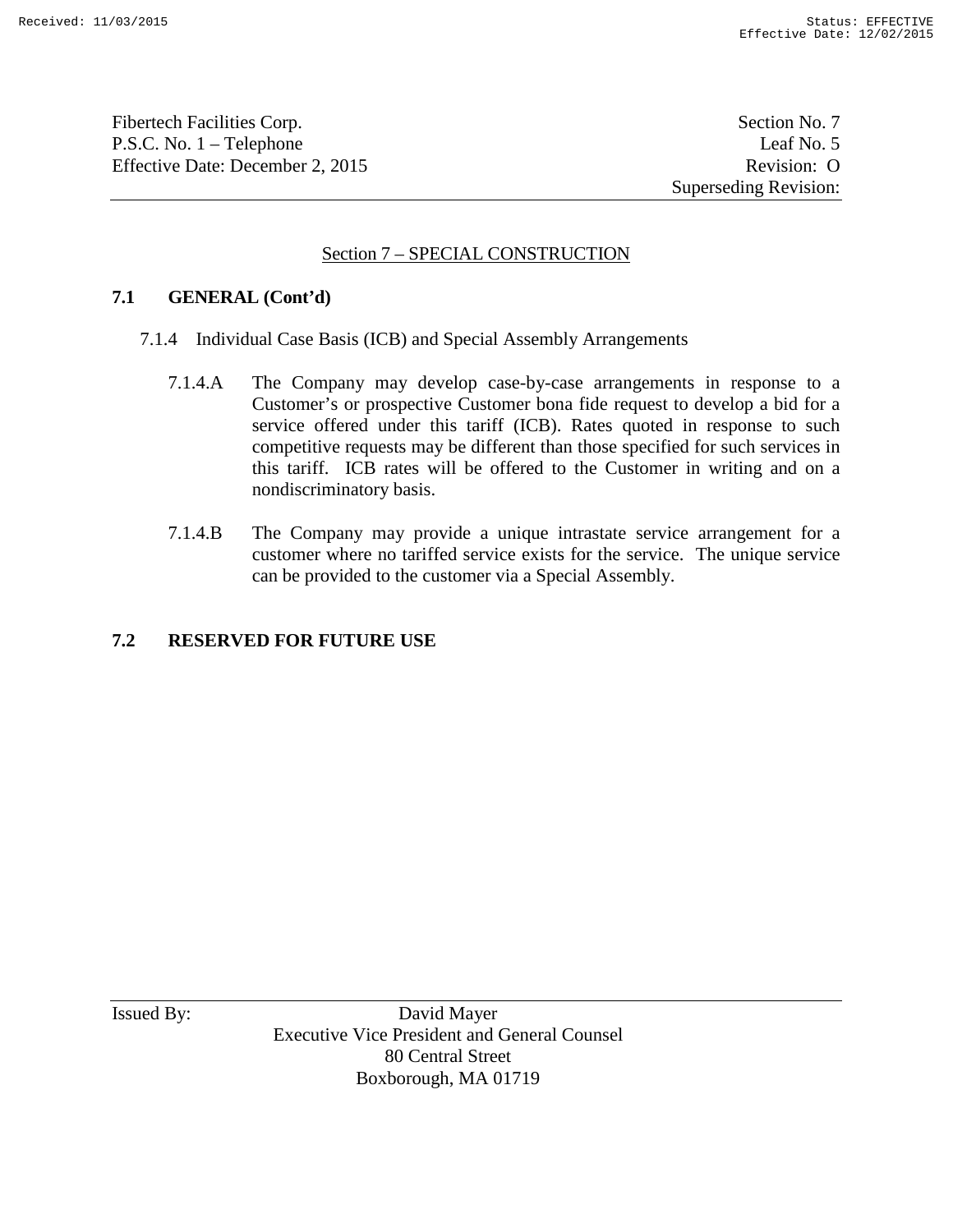Section 7 – SPECIAL CONSTRUCTION

## 7.1 GENERAL (Cont'd)

### 7.1.4 Individual Case Basis (ICB) and Special Assembly Arrangements

7.1.4.A The Company may develop case-by-case arrangements in response to a Customer's or prospective Customer bona fide request to develop a bid for a service offered under this tariff (ICB). Rates quoted in response to such competitive requests may be different than those specified for such services in this tariff. ICB rates will be offered to the Customer in writing and on a nondiscriminatory basis.

7.1.4.B The Company may provide a unique intrastate service arrangement for a customer where no tariffed service exists for the service. The unique service can be provided to the customer via a Special Assembly.

## 7.2 RESERVED FOR FUTURE USE